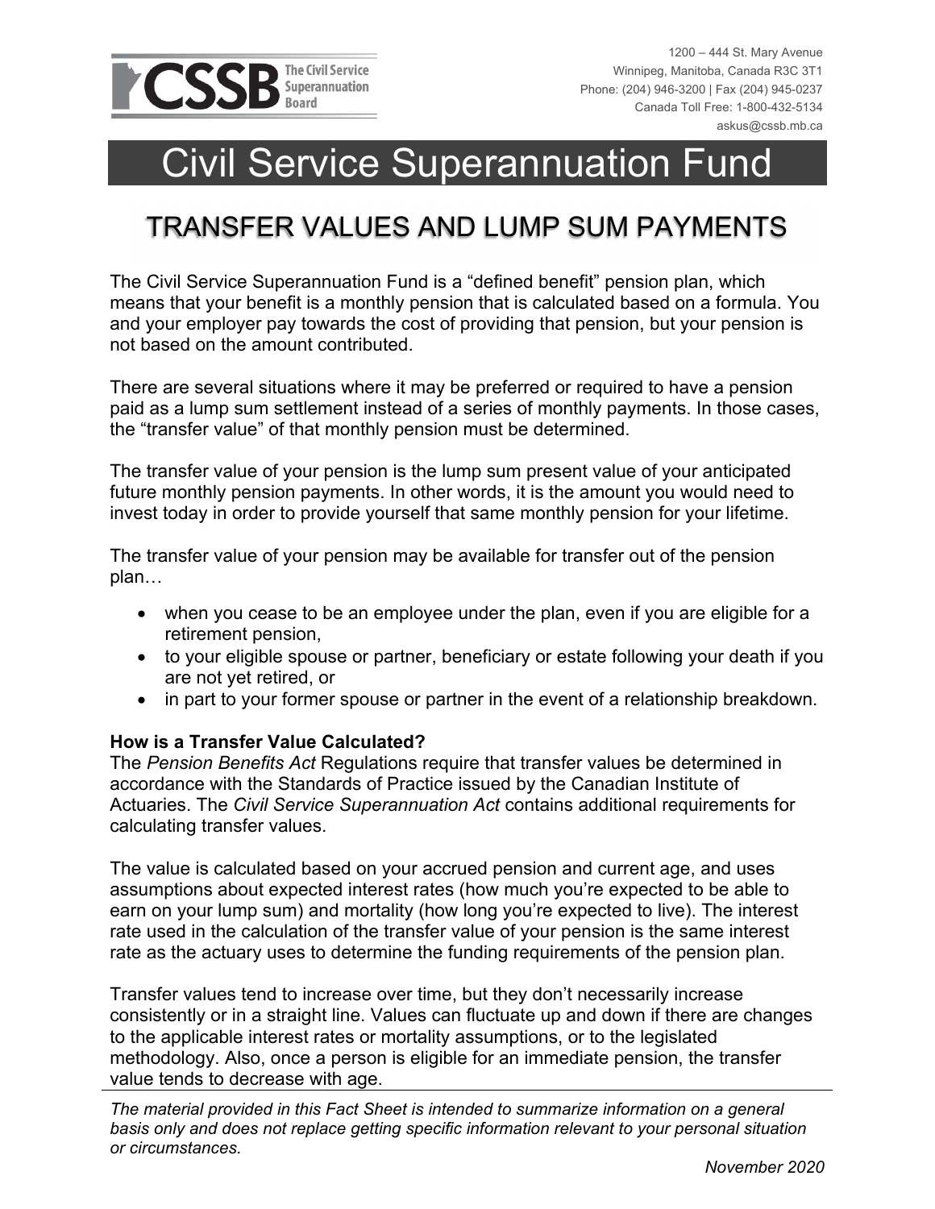CSSB The Civil Service Superannuation Board

1200 – 444 St. Mary Avenue
Winnipeg, Manitoba, Canada R3C 3T1
Phone: (204) 946-3200 | Fax (204) 945-0237
Canada Toll Free: 1-800-432-5134
askus@cssb.mb.ca

# Civil Service Superannuation Fund

## TRANSFER VALUES AND LUMP SUM PAYMENTS

The Civil Service Superannuation Fund is a "defined benefit" pension plan, which means that your benefit is a monthly pension that is calculated based on a formula. You and your employer pay towards the cost of providing that pension, but your pension is not based on the amount contributed.

There are several situations where it may be preferred or required to have a pension paid as a lump sum settlement instead of a series of monthly payments. In those cases, the "transfer value" of that monthly pension must be determined.

The transfer value of your pension is the lump sum present value of your anticipated future monthly pension payments. In other words, it is the amount you would need to invest today in order to provide yourself that same monthly pension for your lifetime.

The transfer value of your pension may be available for transfer out of the pension plan…

- when you cease to be an employee under the plan, even if you are eligible for a retirement pension,
- to your eligible spouse or partner, beneficiary or estate following your death if you are not yet retired, or
- in part to your former spouse or partner in the event of a relationship breakdown.

**How is a Transfer Value Calculated?**

The *Pension Benefits Act* Regulations require that transfer values be determined in accordance with the Standards of Practice issued by the Canadian Institute of Actuaries. The *Civil Service Superannuation Act* contains additional requirements for calculating transfer values.

The value is calculated based on your accrued pension and current age, and uses assumptions about expected interest rates (how much you're expected to be able to earn on your lump sum) and mortality (how long you're expected to live). The interest rate used in the calculation of the transfer value of your pension is the same interest rate as the actuary uses to determine the funding requirements of the pension plan.

Transfer values tend to increase over time, but they don't necessarily increase consistently or in a straight line. Values can fluctuate up and down if there are changes to the applicable interest rates or mortality assumptions, or to the legislated methodology. Also, once a person is eligible for an immediate pension, the transfer value tends to decrease with age.

*The material provided in this Fact Sheet is intended to summarize information on a general basis only and does not replace getting specific information relevant to your personal situation or circumstances.*

*November 2020*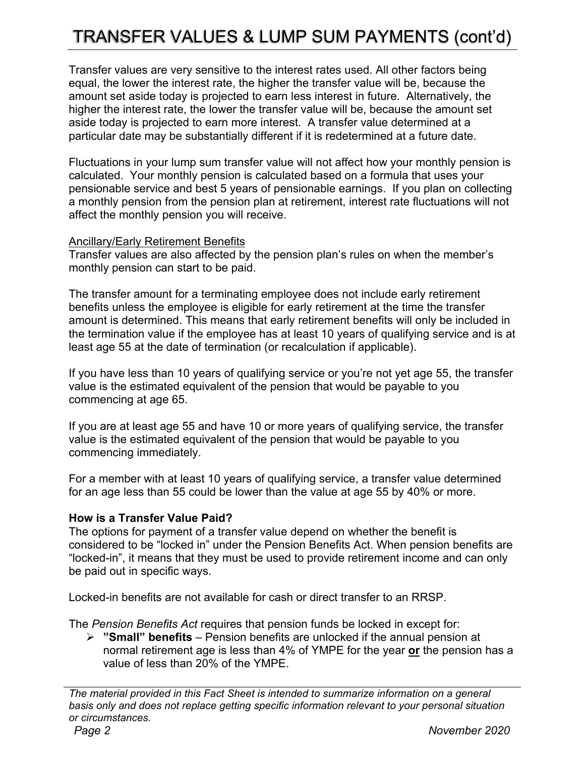# TRANSFER VALUES & LUMP SUM PAYMENTS (cont'd)

Transfer values are very sensitive to the interest rates used. All other factors being equal, the lower the interest rate, the higher the transfer value will be, because the amount set aside today is projected to earn less interest in future. Alternatively, the higher the interest rate, the lower the transfer value will be, because the amount set aside today is projected to earn more interest. A transfer value determined at a particular date may be substantially different if it is redetermined at a future date.

Fluctuations in your lump sum transfer value will not affect how your monthly pension is calculated. Your monthly pension is calculated based on a formula that uses your pensionable service and best 5 years of pensionable earnings. If you plan on collecting a monthly pension from the pension plan at retirement, interest rate fluctuations will not affect the monthly pension you will receive.

<u>Ancillary/Early Retirement Benefits</u>

Transfer values are also affected by the pension plan's rules on when the member's monthly pension can start to be paid.

The transfer amount for a terminating employee does not include early retirement benefits unless the employee is eligible for early retirement at the time the transfer amount is determined. This means that early retirement benefits will only be included in the termination value if the employee has at least 10 years of qualifying service and is at least age 55 at the date of termination (or recalculation if applicable).

If you have less than 10 years of qualifying service or you're not yet age 55, the transfer value is the estimated equivalent of the pension that would be payable to you commencing at age 65.

If you are at least age 55 and have 10 or more years of qualifying service, the transfer value is the estimated equivalent of the pension that would be payable to you commencing immediately.

For a member with at least 10 years of qualifying service, a transfer value determined for an age less than 55 could be lower than the value at age 55 by 40% or more.

**How is a Transfer Value Paid?**

The options for payment of a transfer value depend on whether the benefit is considered to be "locked in" under the Pension Benefits Act. When pension benefits are "locked-in", it means that they must be used to provide retirement income and can only be paid out in specific ways.

Locked-in benefits are not available for cash or direct transfer to an RRSP.

The *Pension Benefits Act* requires that pension funds be locked in except for:

- **"Small" benefits** – Pension benefits are unlocked if the annual pension at normal retirement age is less than 4% of YMPE for the year **<u>or</u>** the pension has a value of less than 20% of the YMPE.

*The material provided in this Fact Sheet is intended to summarize information on a general basis only and does not replace getting specific information relevant to your personal situation or circumstances.*

*November 2020*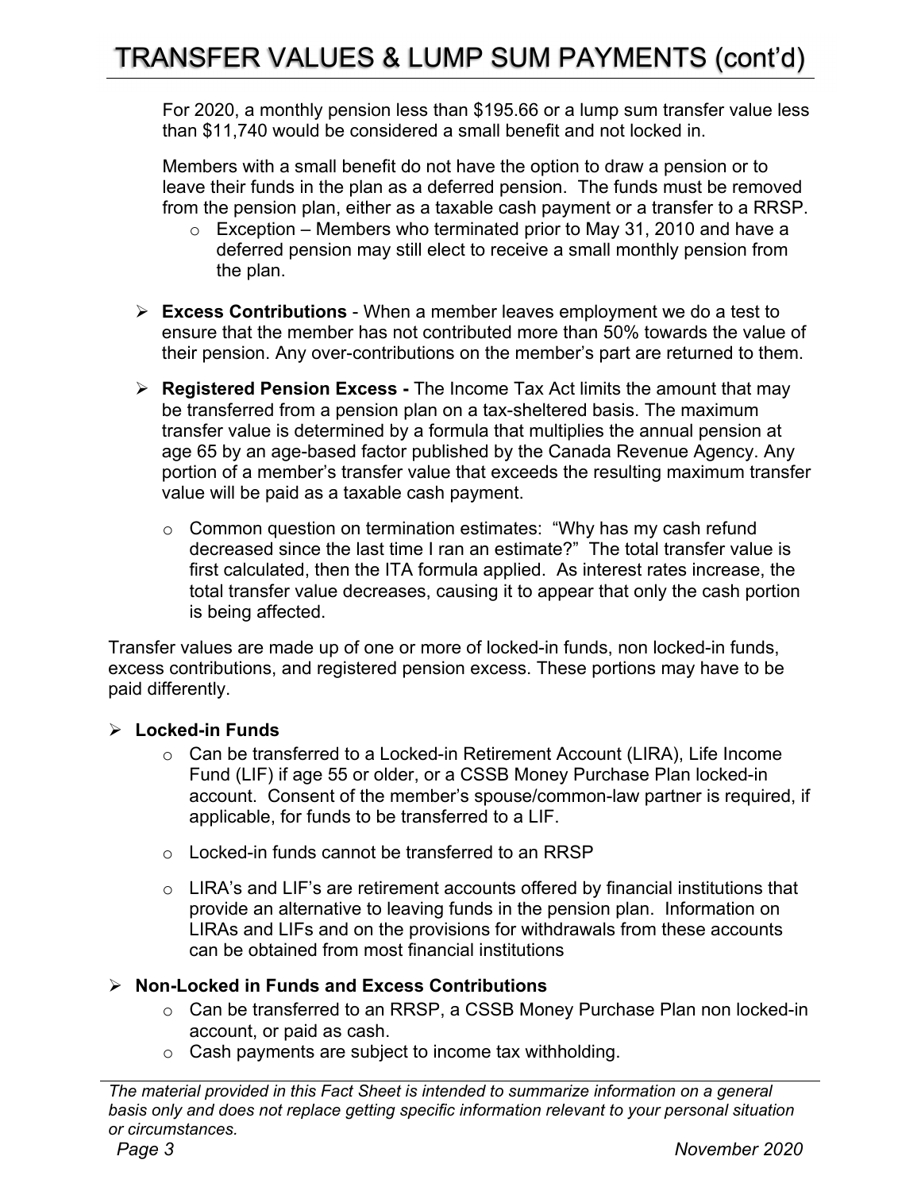# TRANSFER VALUES & LUMP SUM PAYMENTS (cont'd)

For 2020, a monthly pension less than $195.66 or a lump sum transfer value less than $11,740 would be considered a small benefit and not locked in.

Members with a small benefit do not have the option to draw a pension or to leave their funds in the plan as a deferred pension. The funds must be removed from the pension plan, either as a taxable cash payment or a transfer to a RRSP.

- Exception – Members who terminated prior to May 31, 2010 and have a deferred pension may still elect to receive a small monthly pension from the plan.

- **Excess Contributions** - When a member leaves employment we do a test to ensure that the member has not contributed more than 50% towards the value of their pension. Any over-contributions on the member's part are returned to them.

- **Registered Pension Excess -** The Income Tax Act limits the amount that may be transferred from a pension plan on a tax-sheltered basis. The maximum transfer value is determined by a formula that multiplies the annual pension at age 65 by an age-based factor published by the Canada Revenue Agency. Any portion of a member's transfer value that exceeds the resulting maximum transfer value will be paid as a taxable cash payment.

  - Common question on termination estimates: "Why has my cash refund decreased since the last time I ran an estimate?" The total transfer value is first calculated, then the ITA formula applied. As interest rates increase, the total transfer value decreases, causing it to appear that only the cash portion is being affected.

Transfer values are made up of one or more of locked-in funds, non locked-in funds, excess contributions, and registered pension excess. These portions may have to be paid differently.

- **Locked-in Funds**
  - Can be transferred to a Locked-in Retirement Account (LIRA), Life Income Fund (LIF) if age 55 or older, or a CSSB Money Purchase Plan locked-in account. Consent of the member's spouse/common-law partner is required, if applicable, for funds to be transferred to a LIF.
  - Locked-in funds cannot be transferred to an RRSP
  - LIRA's and LIF's are retirement accounts offered by financial institutions that provide an alternative to leaving funds in the pension plan. Information on LIRAs and LIFs and on the provisions for withdrawals from these accounts can be obtained from most financial institutions

- **Non-Locked in Funds and Excess Contributions**
  - Can be transferred to an RRSP, a CSSB Money Purchase Plan non locked-in account, or paid as cash.
  - Cash payments are subject to income tax withholding.

*The material provided in this Fact Sheet is intended to summarize information on a general basis only and does not replace getting specific information relevant to your personal situation or circumstances.*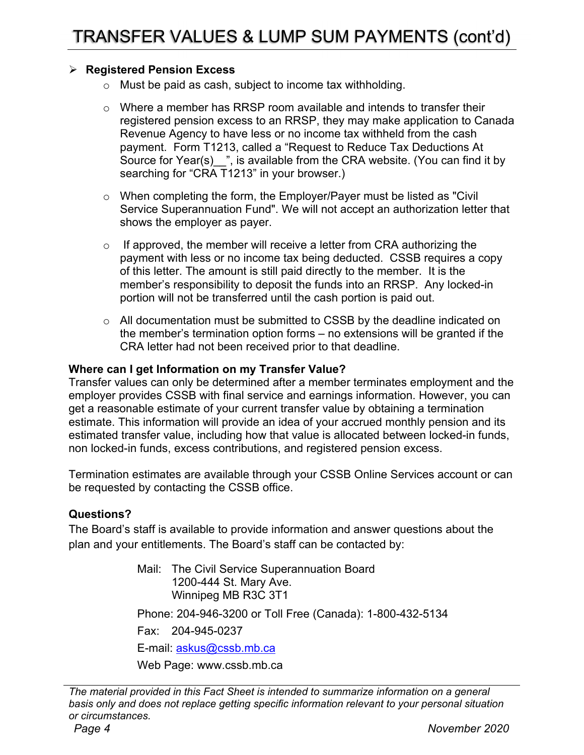# TRANSFER VALUES & LUMP SUM PAYMENTS (cont'd)

- **Registered Pension Excess**
  - Must be paid as cash, subject to income tax withholding.
  - Where a member has RRSP room available and intends to transfer their registered pension excess to an RRSP, they may make application to Canada Revenue Agency to have less or no income tax withheld from the cash payment. Form T1213, called a "Request to Reduce Tax Deductions At Source for Year(s)__", is available from the CRA website. (You can find it by searching for "CRA T1213" in your browser.)
  - When completing the form, the Employer/Payer must be listed as "Civil Service Superannuation Fund". We will not accept an authorization letter that shows the employer as payer.
  - If approved, the member will receive a letter from CRA authorizing the payment with less or no income tax being deducted. CSSB requires a copy of this letter. The amount is still paid directly to the member. It is the member's responsibility to deposit the funds into an RRSP. Any locked-in portion will not be transferred until the cash portion is paid out.
  - All documentation must be submitted to CSSB by the deadline indicated on the member's termination option forms – no extensions will be granted if the CRA letter had not been received prior to that deadline.

**Where can I get Information on my Transfer Value?**

Transfer values can only be determined after a member terminates employment and the employer provides CSSB with final service and earnings information. However, you can get a reasonable estimate of your current transfer value by obtaining a termination estimate. This information will provide an idea of your accrued monthly pension and its estimated transfer value, including how that value is allocated between locked-in funds, non locked-in funds, excess contributions, and registered pension excess.

Termination estimates are available through your CSSB Online Services account or can be requested by contacting the CSSB office.

**Questions?**

The Board's staff is available to provide information and answer questions about the plan and your entitlements. The Board's staff can be contacted by:

Mail: The Civil Service Superannuation Board
1200-444 St. Mary Ave.
Winnipeg MB R3C 3T1

Phone: 204-946-3200 or Toll Free (Canada): 1-800-432-5134

Fax: 204-945-0237

E-mail: askus@cssb.mb.ca

Web Page: www.cssb.mb.ca

*The material provided in this Fact Sheet is intended to summarize information on a general basis only and does not replace getting specific information relevant to your personal situation or circumstances.*

*November 2020*